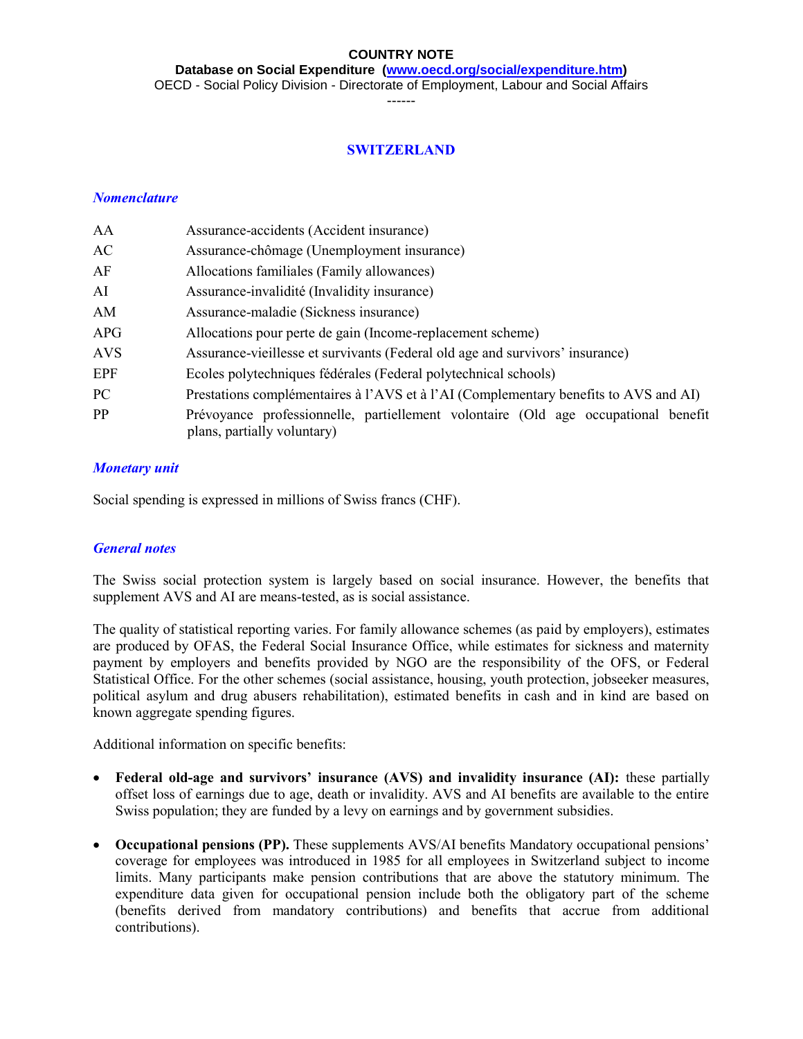**COUNTRY NOTE**

**Database on Social Expenditure (www.oecd.org/social/expenditure.htm)**

OECD - Social Policy Division - Directorate of Employment, Labour and Social Affairs

------

# SWITZERLAND

## *Nomenclature*

| | |
|---|---|
| AA | Assurance-accidents (Accident insurance) |
| AC | Assurance-chômage (Unemployment insurance) |
| AF | Allocations familiales (Family allowances) |
| AI | Assurance-invalidité (Invalidity insurance) |
| AM | Assurance-maladie (Sickness insurance) |
| APG | Allocations pour perte de gain (Income-replacement scheme) |
| AVS | Assurance-vieillesse et survivants (Federal old age and survivors' insurance) |
| EPF | Ecoles polytechniques fédérales (Federal polytechnical schools) |
| PC | Prestations complémentaires à l'AVS et à l'AI (Complementary benefits to AVS and AI) |
| PP | Prévoyance professionnelle, partiellement volontaire (Old age occupational benefit plans, partially voluntary) |

## *Monetary unit*

Social spending is expressed in millions of Swiss francs (CHF).

## *General notes*

The Swiss social protection system is largely based on social insurance. However, the benefits that supplement AVS and AI are means-tested, as is social assistance.

The quality of statistical reporting varies. For family allowance schemes (as paid by employers), estimates are produced by OFAS, the Federal Social Insurance Office, while estimates for sickness and maternity payment by employers and benefits provided by NGO are the responsibility of the OFS, or Federal Statistical Office. For the other schemes (social assistance, housing, youth protection, jobseeker measures, political asylum and drug abusers rehabilitation), estimated benefits in cash and in kind are based on known aggregate spending figures.

Additional information on specific benefits:

- **Federal old-age and survivors' insurance (AVS) and invalidity insurance (AI):** these partially offset loss of earnings due to age, death or invalidity. AVS and AI benefits are available to the entire Swiss population; they are funded by a levy on earnings and by government subsidies.
- **Occupational pensions (PP).** These supplements AVS/AI benefits Mandatory occupational pensions' coverage for employees was introduced in 1985 for all employees in Switzerland subject to income limits. Many participants make pension contributions that are above the statutory minimum. The expenditure data given for occupational pension include both the obligatory part of the scheme (benefits derived from mandatory contributions) and benefits that accrue from additional contributions).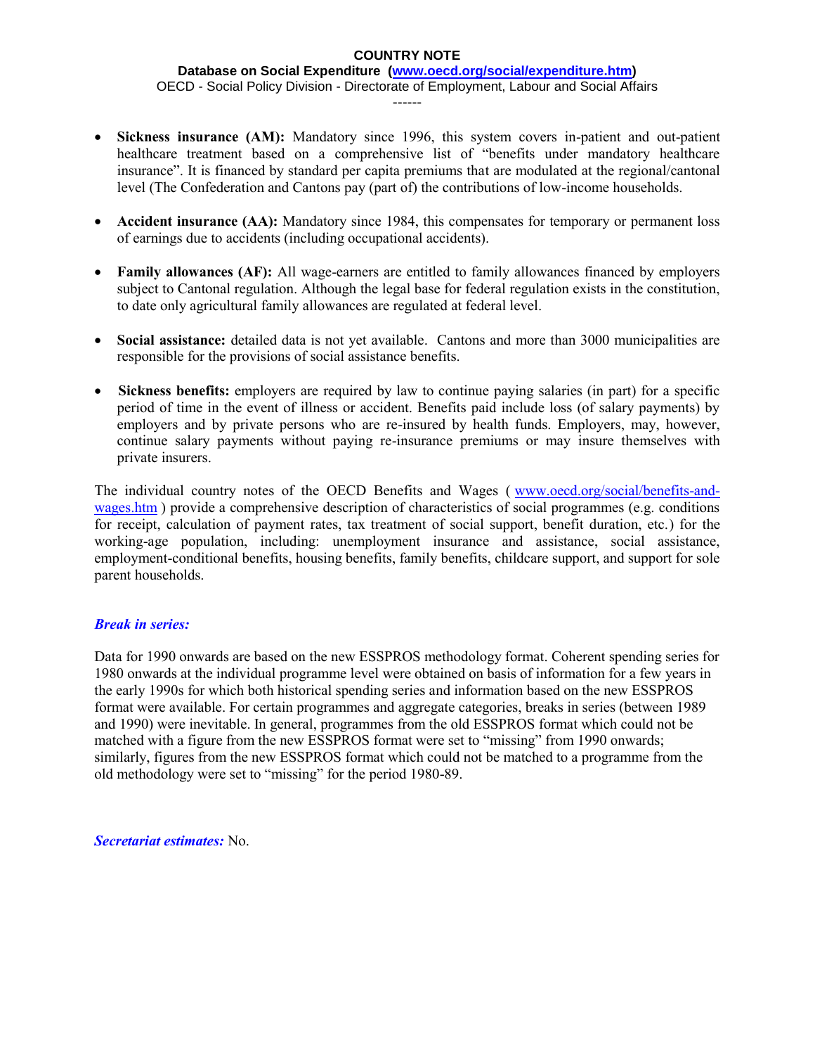- **Sickness insurance (AM):** Mandatory since 1996, this system covers in-patient and out-patient healthcare treatment based on a comprehensive list of "benefits under mandatory healthcare insurance". It is financed by standard per capita premiums that are modulated at the regional/cantonal level (The Confederation and Cantons pay (part of) the contributions of low-income households.

- **Accident insurance (AA):** Mandatory since 1984, this compensates for temporary or permanent loss of earnings due to accidents (including occupational accidents).

- **Family allowances (AF):** All wage-earners are entitled to family allowances financed by employers subject to Cantonal regulation. Although the legal base for federal regulation exists in the constitution, to date only agricultural family allowances are regulated at federal level.

- **Social assistance:** detailed data is not yet available. Cantons and more than 3000 municipalities are responsible for the provisions of social assistance benefits.

- **Sickness benefits:** employers are required by law to continue paying salaries (in part) for a specific period of time in the event of illness or accident. Benefits paid include loss (of salary payments) by employers and by private persons who are re-insured by health funds. Employers, may, however, continue salary payments without paying re-insurance premiums or may insure themselves with private insurers.

The individual country notes of the OECD Benefits and Wages ( [www.oecd.org/social/benefits-and-wages.htm](www.oecd.org/social/benefits-and-wages.htm) ) provide a comprehensive description of characteristics of social programmes (e.g. conditions for receipt, calculation of payment rates, tax treatment of social support, benefit duration, etc.) for the working-age population, including: unemployment insurance and assistance, social assistance, employment-conditional benefits, housing benefits, family benefits, childcare support, and support for sole parent households.

***Break in series:***

Data for 1990 onwards are based on the new ESSPROS methodology format. Coherent spending series for 1980 onwards at the individual programme level were obtained on basis of information for a few years in the early 1990s for which both historical spending series and information based on the new ESSPROS format were available. For certain programmes and aggregate categories, breaks in series (between 1989 and 1990) were inevitable. In general, programmes from the old ESSPROS format which could not be matched with a figure from the new ESSPROS format were set to "missing" from 1990 onwards; similarly, figures from the new ESSPROS format which could not be matched to a programme from the old methodology were set to "missing" for the period 1980-89.

***Secretariat estimates:*** No.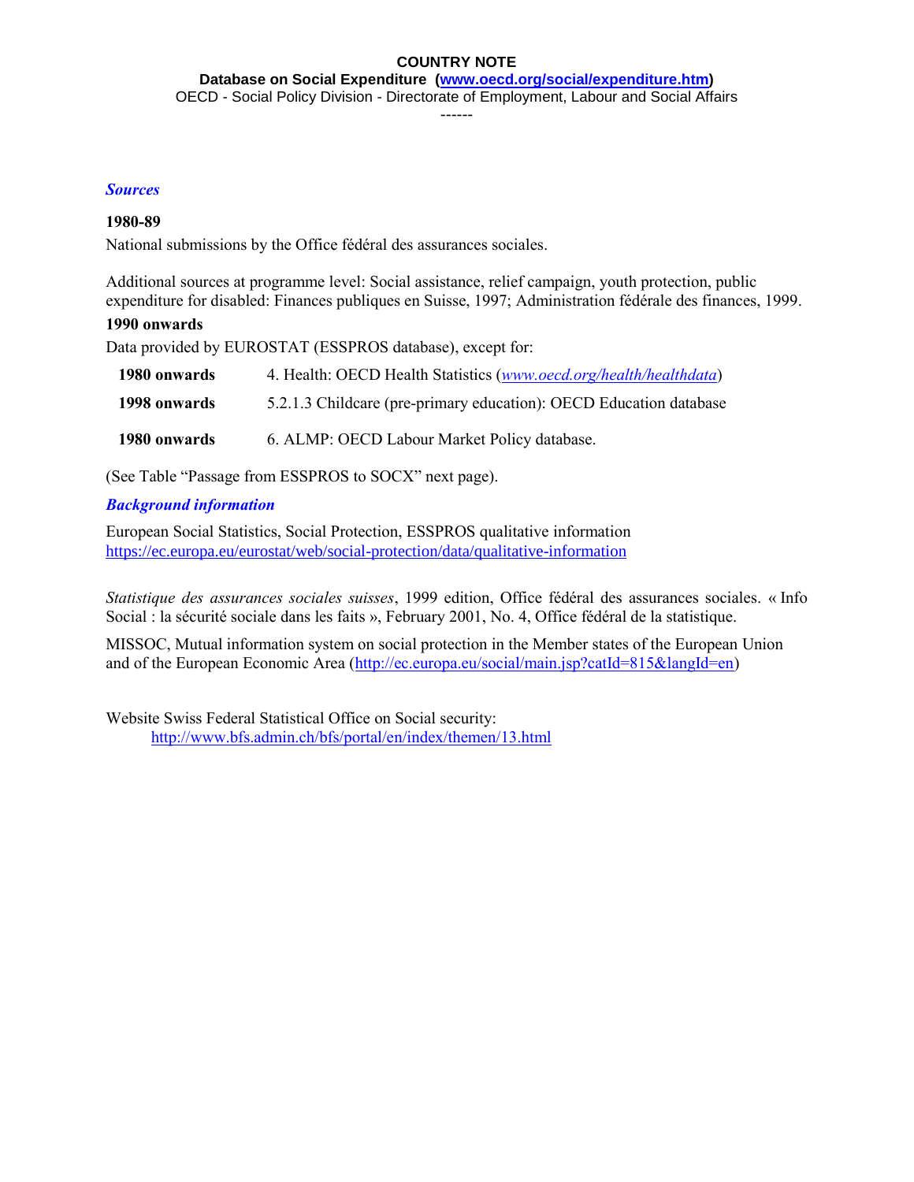**COUNTRY NOTE**

**Database on Social Expenditure (www.oecd.org/social/expenditure.htm)**

OECD - Social Policy Division - Directorate of Employment, Labour and Social Affairs

------

## *Sources*

**1980-89**

National submissions by the Office fédéral des assurances sociales.

Additional sources at programme level: Social assistance, relief campaign, youth protection, public expenditure for disabled: Finances publiques en Suisse, 1997; Administration fédérale des finances, 1999.

**1990 onwards**

Data provided by EUROSTAT (ESSPROS database), except for:

| | |
|---|---|
| **1980 onwards** | 4. Health: OECD Health Statistics (*www.oecd.org/health/healthdata*) |
| **1998 onwards** | 5.2.1.3 Childcare (pre-primary education): OECD Education database |
| **1980 onwards** | 6. ALMP: OECD Labour Market Policy database. |

(See Table "Passage from ESSPROS to SOCX" next page).

## *Background information*

European Social Statistics, Social Protection, ESSPROS qualitative information
https://ec.europa.eu/eurostat/web/social-protection/data/qualitative-information

*Statistique des assurances sociales suisses*, 1999 edition, Office fédéral des assurances sociales. « Info Social : la sécurité sociale dans les faits », February 2001, No. 4, Office fédéral de la statistique.

MISSOC, Mutual information system on social protection in the Member states of the European Union and of the European Economic Area (http://ec.europa.eu/social/main.jsp?catId=815&langId=en)

Website Swiss Federal Statistical Office on Social security:
http://www.bfs.admin.ch/bfs/portal/en/index/themen/13.html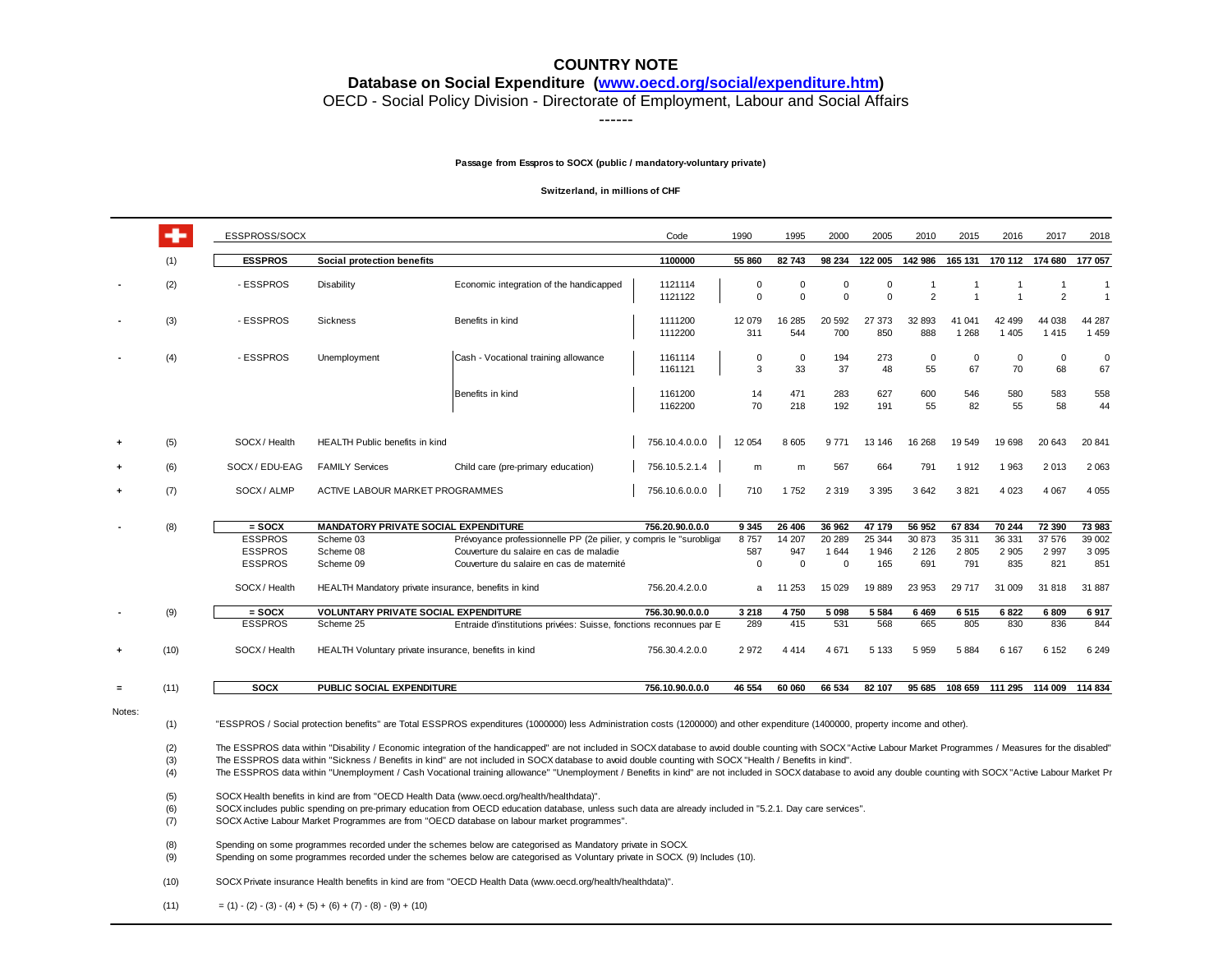## COUNTRY NOTE

**Database on Social Expenditure (www.oecd.org/social/expenditure.htm)**

OECD - Social Policy Division - Directorate of Employment, Labour and Social Affairs

------

**Passage from Esspros to SOCX (public / mandatory-voluntary private)**

**Switzerland, in millions of CHF**

| | | ESSPROSS/SOCX | | | Code | 1990 | 1995 | 2000 | 2005 | 2010 | 2015 | 2016 | 2017 | 2018 |
|---|---|---|---|---|---|---|---|---|---|---|---|---|---|---|
| | (1) | **ESSPROS** | **Social protection benefits** | | **1100000** | **55 860** | **82 743** | **98 234** | **122 005** | **142 986** | **165 131** | **170 112** | **174 680** | **177 057** |
| - | (2) | - ESSPROS | Disability | Economic integration of the handicapped | 1121114 | 0 | 0 | 0 | 0 | 1 | 1 | 1 | 1 | 1 |
| | | | | | 1121122 | 0 | 0 | 0 | 0 | 2 | 1 | 1 | 2 | 1 |
| - | (3) | - ESSPROS | Sickness | Benefits in kind | 1111200 | 12 079 | 16 285 | 20 592 | 27 373 | 32 893 | 41 041 | 42 499 | 44 038 | 44 287 |
| | | | | | 1112200 | 311 | 544 | 700 | 850 | 888 | 1 268 | 1 405 | 1 415 | 1 459 |
| - | (4) | - ESSPROS | Unemployment | Cash - Vocational training allowance | 1161114 | 0 | 0 | 194 | 273 | 0 | 0 | 0 | 0 | 0 |
| | | | | | 1161121 | 3 | 33 | 37 | 48 | 55 | 67 | 70 | 68 | 67 |
| | | | | Benefits in kind | 1161200 | 14 | 471 | 283 | 627 | 600 | 546 | 580 | 583 | 558 |
| | | | | | 1162200 | 70 | 218 | 192 | 191 | 55 | 82 | 55 | 58 | 44 |
| + | (5) | SOCX / Health | HEALTH Public benefits in kind | | 756.10.4.0.0.0 | 12 054 | 8 605 | 9 771 | 13 146 | 16 268 | 19 549 | 19 698 | 20 643 | 20 841 |
| + | (6) | SOCX / EDU-EAG | FAMILY Services | Child care (pre-primary education) | 756.10.5.2.1.4 | m | m | 567 | 664 | 791 | 1 912 | 1 963 | 2 013 | 2 063 |
| + | (7) | SOCX / ALMP | ACTIVE LABOUR MARKET PROGRAMMES | | 756.10.6.0.0.0 | 710 | 1 752 | 2 319 | 3 395 | 3 642 | 3 821 | 4 023 | 4 067 | 4 055 |
| - | (8) | **= SOCX** | **MANDATORY PRIVATE SOCIAL EXPENDITURE** | | **756.20.90.0.0.0** | **9 345** | **26 406** | **36 962** | **47 179** | **56 952** | **67 834** | **70 244** | **72 390** | **73 983** |
| | | ESSPROS | Scheme 03 | Prévoyance professionnelle PP (2e pilier, y compris le "surobliga | | 8 757 | 14 207 | 20 289 | 25 344 | 30 873 | 35 311 | 36 331 | 37 576 | 39 002 |
| | | ESSPROS | Scheme 08 | Couverture du salaire en cas de maladie | | 587 | 947 | 1 644 | 1 946 | 2 126 | 2 805 | 2 905 | 2 997 | 3 095 |
| | | ESSPROS | Scheme 09 | Couverture du salaire en cas de maternité | | 0 | 0 | 0 | 165 | 691 | 791 | 835 | 821 | 851 |
| | | SOCX / Health | HEALTH Mandatory private insurance, benefits in kind | | 756.20.4.2.0.0 | a | 11 253 | 15 029 | 19 889 | 23 953 | 29 717 | 31 009 | 31 818 | 31 887 |
| - | (9) | **= SOCX** | **VOLUNTARY PRIVATE SOCIAL EXPENDITURE** | | **756.30.90.0.0.0** | **3 218** | **4 750** | **5 098** | **5 584** | **6 469** | **6 515** | **6 822** | **6 809** | **6 917** |
| | | ESSPROS | Scheme 25 | Entraide d'institutions privées: Suisse, fonctions reconnues par E | | 289 | 415 | 531 | 568 | 665 | 805 | 830 | 836 | 844 |
| + | (10) | SOCX / Health | HEALTH Voluntary private insurance, benefits in kind | | 756.30.4.2.0.0 | 2 972 | 4 414 | 4 671 | 5 133 | 5 959 | 5 884 | 6 167 | 6 152 | 6 249 |
| = | (11) | **SOCX** | **PUBLIC SOCIAL EXPENDITURE** | | **756.10.90.0.0.0** | **46 554** | **60 060** | **66 534** | **82 107** | **95 685** | **108 659** | **111 295** | **114 009** | **114 834** |

Notes:

(1) "ESSPROS / Social protection benefits" are Total ESSPROS expenditures (1000000) less Administration costs (1200000) and other expenditure (1400000, property income and other).

(2) The ESSPROS data within "Disability / Economic integration of the handicapped" are not included in SOCX database to avoid double counting with SOCX "Active Labour Market Programmes / Measures for the disabled"

(3) The ESSPROS data within "Sickness / Benefits in kind" are not included in SOCX database to avoid double counting with SOCX "Health / Benefits in kind".

(4) The ESSPROS data within "Unemployment / Cash Vocational training allowance" "Unemployment / Benefits in kind" are not included in SOCX database to avoid any double counting with SOCX "Active Labour Market Pr

(5) SOCX Health benefits in kind are from "OECD Health Data (www.oecd.org/health/healthdata)".

(6) SOCX includes public spending on pre-primary education from OECD education database, unless such data are already included in "5.2.1. Day care services".

(7) SOCX Active Labour Market Programmes are from "OECD database on labour market programmes".

(8) Spending on some programmes recorded under the schemes below are categorised as Mandatory private in SOCX.

(9) Spending on some programmes recorded under the schemes below are categorised as Voluntary private in SOCX. (9) Includes (10).

(10) SOCX Private insurance Health benefits in kind are from "OECD Health Data (www.oecd.org/health/healthdata)".

(11) = (1) - (2) - (3) - (4) + (5) + (6) + (7) - (8) - (9) + (10)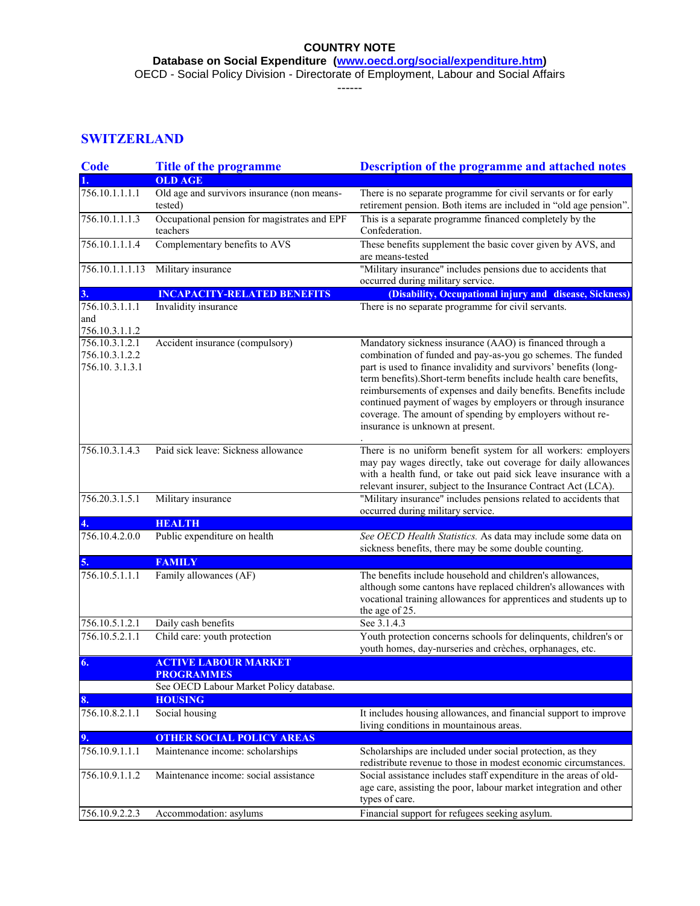**COUNTRY NOTE**

**Database on Social Expenditure (www.oecd.org/social/expenditure.htm)**

OECD - Social Policy Division - Directorate of Employment, Labour and Social Affairs

------

## SWITZERLAND

| Code | Title of the programme | Description of the programme and attached notes |
|---|---|---|
| **1.** | **OLD AGE** | |
| 756.10.1.1.1.1 | Old age and survivors insurance (non means-tested) | There is no separate programme for civil servants or for early retirement pension. Both items are included in "old age pension". |
| 756.10.1.1.1.3 | Occupational pension for magistrates and EPF teachers | This is a separate programme financed completely by the Confederation. |
| 756.10.1.1.1.4 | Complementary benefits to AVS | These benefits supplement the basic cover given by AVS, and are means-tested |
| 756.10.1.1.1.13 | Military insurance | "Military insurance" includes pensions due to accidents that occurred during military service. |
| **3.** | **INCAPACITY-RELATED BENEFITS** | **(Disability, Occupational injury and disease, Sickness)** |
| 756.10.3.1.1.1 and 756.10.3.1.1.2 | Invalidity insurance | There is no separate programme for civil servants. |
| 756.10.3.1.2.1 756.10.3.1.2.2 756.10. 3.1.3.1 | Accident insurance (compulsory) | Mandatory sickness insurance (AAO) is financed through a combination of funded and pay-as-you go schemes. The funded part is used to finance invalidity and survivors' benefits (long-term benefits).Short-term benefits include health care benefits, reimbursements of expenses and daily benefits. Benefits include continued payment of wages by employers or through insurance coverage. The amount of spending by employers without re-insurance is unknown at present. . |
| 756.10.3.1.4.3 | Paid sick leave: Sickness allowance | There is no uniform benefit system for all workers: employers may pay wages directly, take out coverage for daily allowances with a health fund, or take out paid sick leave insurance with a relevant insurer, subject to the Insurance Contract Act (LCA). |
| 756.20.3.1.5.1 | Military insurance | "Military insurance" includes pensions related to accidents that occurred during military service. |
| **4.** | **HEALTH** | |
| 756.10.4.2.0.0 | Public expenditure on health | *See OECD Health Statistics.* As data may include some data on sickness benefits, there may be some double counting. |
| **5.** | **FAMILY** | |
| 756.10.5.1.1.1 | Family allowances (AF) | The benefits include household and children's allowances, although some cantons have replaced children's allowances with vocational training allowances for apprentices and students up to the age of 25. |
| 756.10.5.1.2.1 | Daily cash benefits | See 3.1.4.3 |
| 756.10.5.2.1.1 | Child care: youth protection | Youth protection concerns schools for delinquents, children's or youth homes, day-nurseries and crèches, orphanages, etc. |
| **6.** | **ACTIVE LABOUR MARKET PROGRAMMES** | |
| | See OECD Labour Market Policy database. | |
| **8.** | **HOUSING** | |
| 756.10.8.2.1.1 | Social housing | It includes housing allowances, and financial support to improve living conditions in mountainous areas. |
| **9.** | **OTHER SOCIAL POLICY AREAS** | |
| 756.10.9.1.1.1 | Maintenance income: scholarships | Scholarships are included under social protection, as they redistribute revenue to those in modest economic circumstances. |
| 756.10.9.1.1.2 | Maintenance income: social assistance | Social assistance includes staff expenditure in the areas of old-age care, assisting the poor, labour market integration and other types of care. |
| 756.10.9.2.2.3 | Accommodation: asylums | Financial support for refugees seeking asylum. |